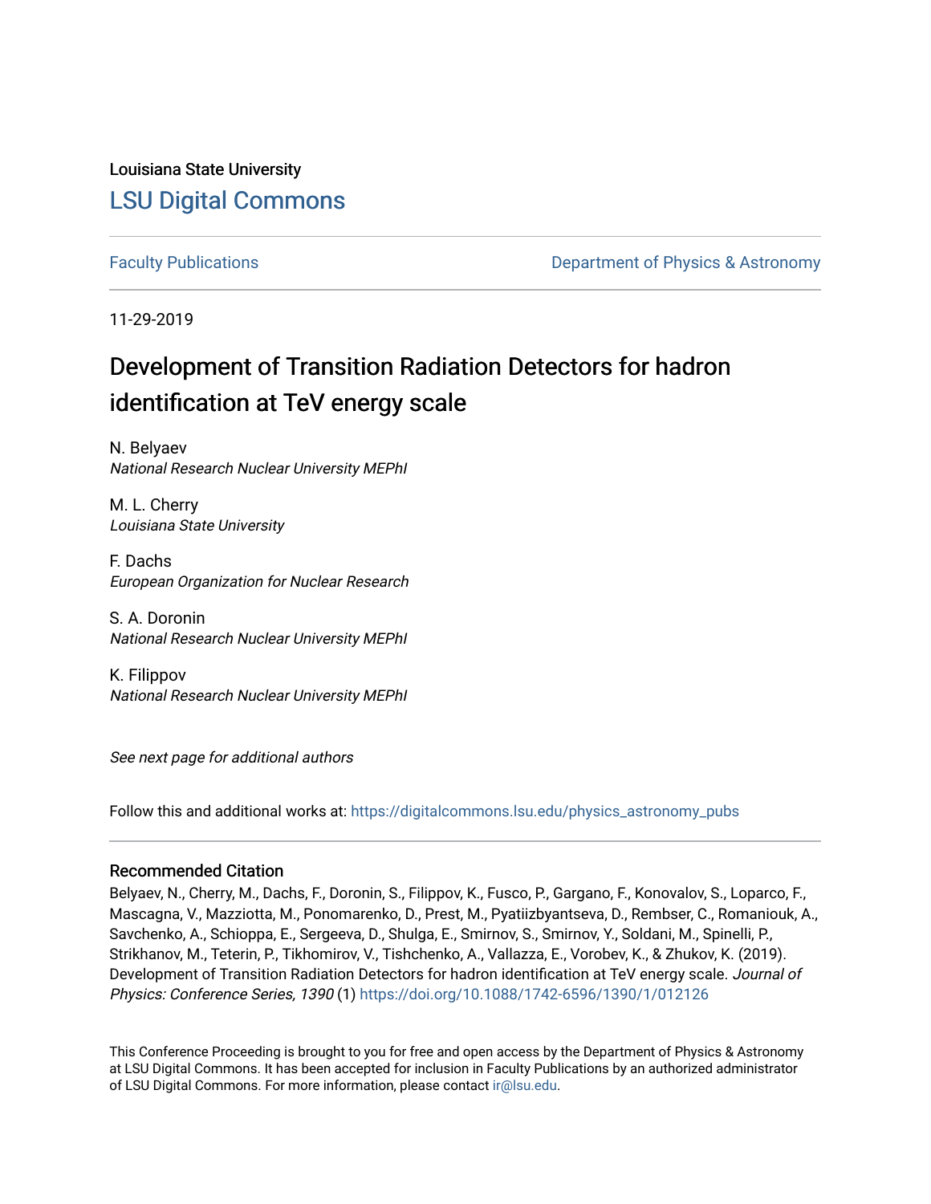Louisiana State University

# LSU Digital Commons

Faculty Publications

Department of Physics & Astronomy

11-29-2019

## Development of Transition Radiation Detectors for hadron identification at TeV energy scale

N. Belyaev
*National Research Nuclear University MEPhI*

M. L. Cherry
*Louisiana State University*

F. Dachs
*European Organization for Nuclear Research*

S. A. Doronin
*National Research Nuclear University MEPhI*

K. Filippov
*National Research Nuclear University MEPhI*

*See next page for additional authors*

Follow this and additional works at: https://digitalcommons.lsu.edu/physics_astronomy_pubs

### Recommended Citation

Belyaev, N., Cherry, M., Dachs, F., Doronin, S., Filippov, K., Fusco, P., Gargano, F., Konovalov, S., Loparco, F., Mascagna, V., Mazziotta, M., Ponomarenko, D., Prest, M., Pyatiizbyantseva, D., Rembser, C., Romaniouk, A., Savchenko, A., Schioppa, E., Sergeeva, D., Shulga, E., Smirnov, S., Smirnov, Y., Soldani, M., Spinelli, P., Strikhanov, M., Teterin, P., Tikhomirov, V., Tishchenko, A., Vallazza, E., Vorobev, K., & Zhukov, K. (2019). Development of Transition Radiation Detectors for hadron identification at TeV energy scale. *Journal of Physics: Conference Series, 1390* (1) https://doi.org/10.1088/1742-6596/1390/1/012126

This Conference Proceeding is brought to you for free and open access by the Department of Physics & Astronomy at LSU Digital Commons. It has been accepted for inclusion in Faculty Publications by an authorized administrator of LSU Digital Commons. For more information, please contact ir@lsu.edu.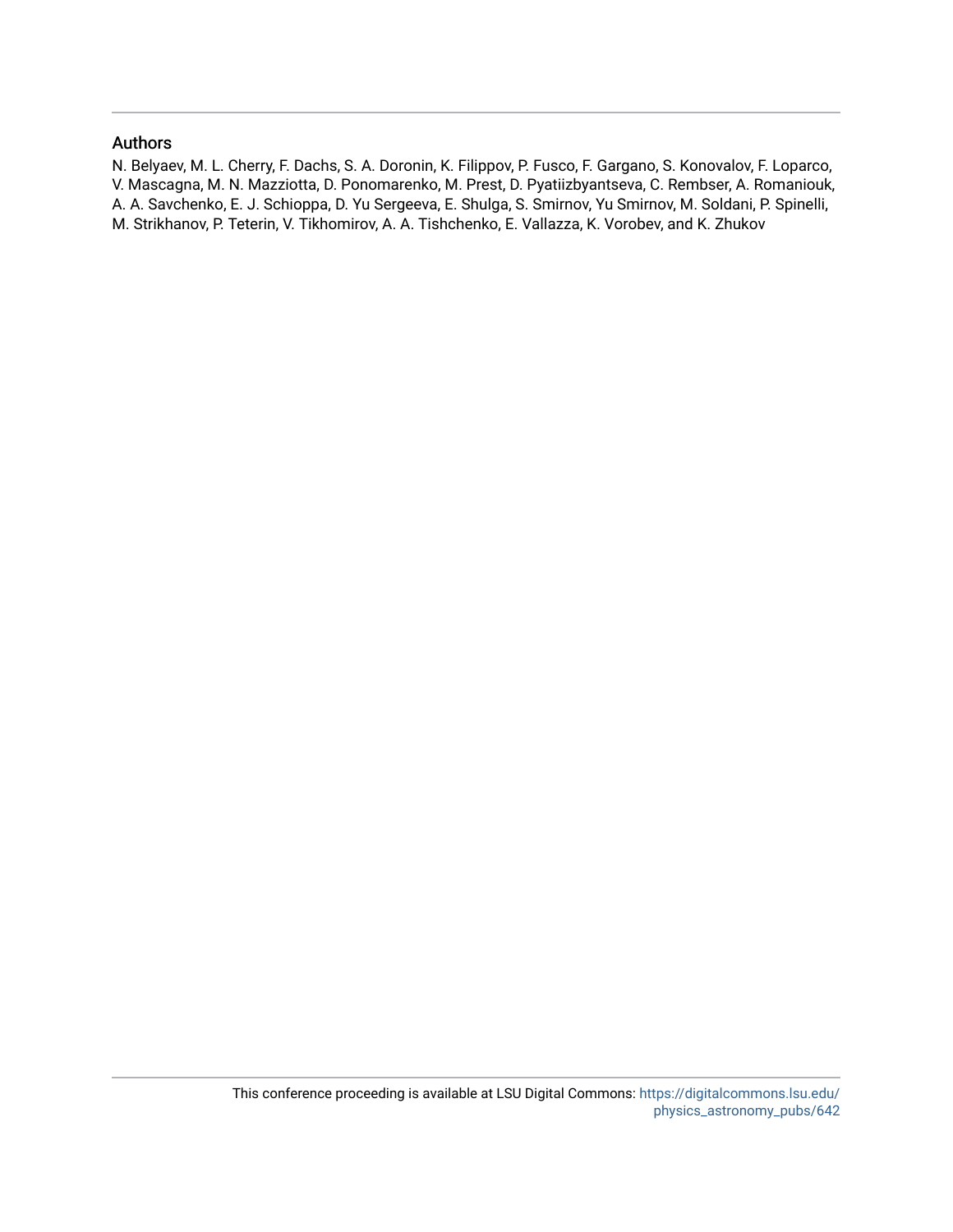## Authors

N. Belyaev, M. L. Cherry, F. Dachs, S. A. Doronin, K. Filippov, P. Fusco, F. Gargano, S. Konovalov, F. Loparco, V. Mascagna, M. N. Mazziotta, D. Ponomarenko, M. Prest, D. Pyatiizbyantseva, C. Rembser, A. Romaniouk, A. A. Savchenko, E. J. Schioppa, D. Yu Sergeeva, E. Shulga, S. Smirnov, Yu Smirnov, M. Soldani, P. Spinelli, M. Strikhanov, P. Teterin, V. Tikhomirov, A. A. Tishchenko, E. Vallazza, K. Vorobev, and K. Zhukov

This conference proceeding is available at LSU Digital Commons: https://digitalcommons.lsu.edu/physics_astronomy_pubs/642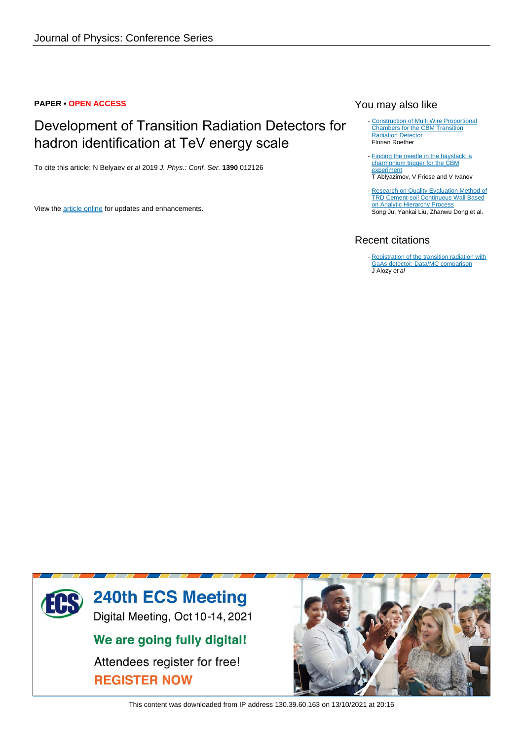Journal of Physics: Conference Series

**PAPER • OPEN ACCESS**

# Development of Transition Radiation Detectors for hadron identification at TeV energy scale

To cite this article: N Belyaev *et al* 2019 *J. Phys.: Conf. Ser.* **1390** 012126

View the article online for updates and enhancements.

## You may also like

- Construction of Multi Wire Proportional Chambers for the CBM Transition Radiation Detector
  Florian Roether
- Finding the needle in the haystack: a charmonium trigger for the CBM experiment
  T Ablyazimov, V Friese and V Ivanov
- Research on Quality Evaluation Method of TRD Cement-soil Continuous Wall Based on Analytic Hierarchy Process
  Song Ju, Yankai Liu, Zhanwu Dong et al.

## Recent citations

- Registration of the transition radiation with GaAs detector: Data/MC comparison
  J Alozy *et al*

240th ECS Meeting
Digital Meeting, Oct 10-14, 2021
We are going fully digital!
Attendees register for free!
REGISTER NOW

This content was downloaded from IP address 130.39.60.163 on 13/10/2021 at 20:16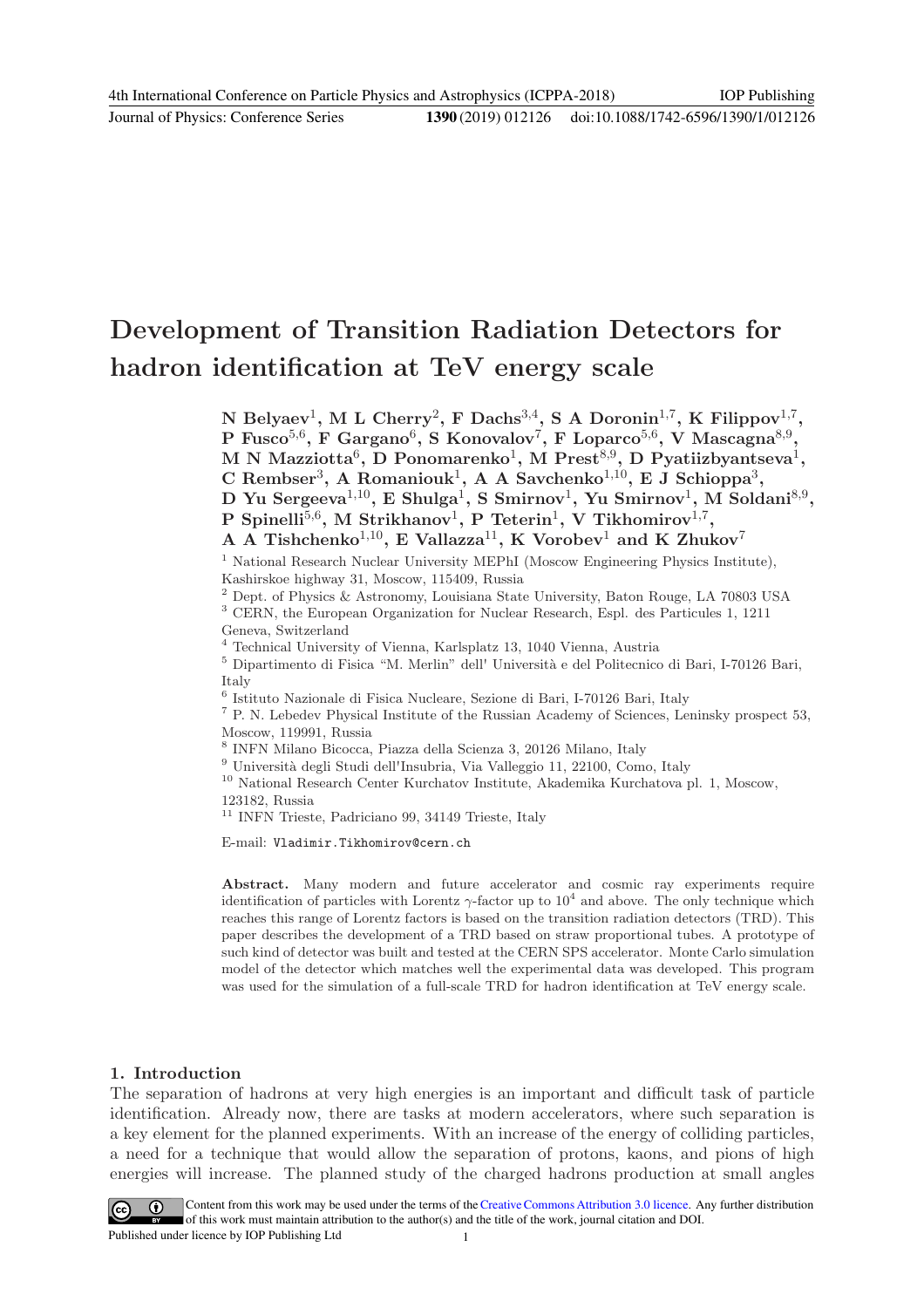# Development of Transition Radiation Detectors for hadron identification at TeV energy scale

**N Belyaev[1], M L Cherry[2], F Dachs[3,4], S A Doronin[1,7], K Filippov[1,7], P Fusco[5,6], F Gargano[6], S Konovalov[7], F Loparco[5,6], V Mascagna[8,9], M N Mazziotta[6], D Ponomarenko[1], M Prest[8,9], D Pyatiizbyantseva[1], C Rembser[3], A Romaniouk[1], A A Savchenko[1,10], E J Schioppa[3], D Yu Sergeeva[1,10], E Shulga[1], S Smirnov[1], Yu Smirnov[1], M Soldani[8,9], P Spinelli[5,6], M Strikhanov[1], P Teterin[1], V Tikhomirov[1,7], A A Tishchenko[1,10], E Vallazza[11], K Vorobev[1] and K Zhukov[7]**

[1] National Research Nuclear University MEPhI (Moscow Engineering Physics Institute), Kashirskoe highway 31, Moscow, 115409, Russia

[2] Dept. of Physics & Astronomy, Louisiana State University, Baton Rouge, LA 70803 USA

[3] CERN, the European Organization for Nuclear Research, Espl. des Particules 1, 1211 Geneva, Switzerland

[4] Technical University of Vienna, Karlsplatz 13, 1040 Vienna, Austria

[5] Dipartimento di Fisica "M. Merlin" dell' Università e del Politecnico di Bari, I-70126 Bari, Italy

[6] Istituto Nazionale di Fisica Nucleare, Sezione di Bari, I-70126 Bari, Italy

[7] P. N. Lebedev Physical Institute of the Russian Academy of Sciences, Leninsky prospect 53, Moscow, 119991, Russia

[8] INFN Milano Bicocca, Piazza della Scienza 3, 20126 Milano, Italy

[9] Università degli Studi dell'Insubria, Via Valleggio 11, 22100, Como, Italy

[10] National Research Center Kurchatov Institute, Akademika Kurchatova pl. 1, Moscow, 123182, Russia

[11] INFN Trieste, Padriciano 99, 34149 Trieste, Italy

E-mail: `Vladimir.Tikhomirov@cern.ch`

**Abstract.** Many modern and future accelerator and cosmic ray experiments require identification of particles with Lorentz $\gamma$-factor up to $10^4$ and above. The only technique which reaches this range of Lorentz factors is based on the transition radiation detectors (TRD). This paper describes the development of a TRD based on straw proportional tubes. A prototype of such kind of detector was built and tested at the CERN SPS accelerator. Monte Carlo simulation model of the detector which matches well the experimental data was developed. This program was used for the simulation of a full-scale TRD for hadron identification at TeV energy scale.

## 1. Introduction

The separation of hadrons at very high energies is an important and difficult task of particle identification. Already now, there are tasks at modern accelerators, where such separation is a key element for the planned experiments. With an increase of the energy of colliding particles, a need for a technique that would allow the separation of protons, kaons, and pions of high energies will increase. The planned study of the charged hadrons production at small angles

Content from this work may be used under the terms of the Creative Commons Attribution 3.0 licence. Any further distribution of this work must maintain attribution to the author(s) and the title of the work, journal citation and DOI.
Published under licence by IOP Publishing Ltd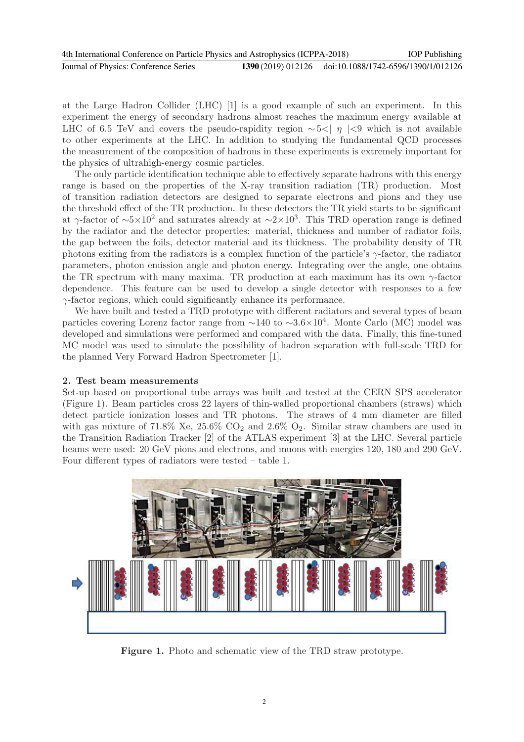at the Large Hadron Collider (LHC) [1] is a good example of such an experiment. In this experiment the energy of secondary hadrons almost reaches the maximum energy available at LHC of 6.5 TeV and covers the pseudo-rapidity region $\sim 5 < |\ \eta\ | < 9$ which is not available to other experiments at the LHC. In addition to studying the fundamental QCD processes the measurement of the composition of hadrons in these experiments is extremely important for the physics of ultrahigh-energy cosmic particles.

The only particle identification technique able to effectively separate hadrons with this energy range is based on the properties of the X-ray transition radiation (TR) production. Most of transition radiation detectors are designed to separate electrons and pions and they use the threshold effect of the TR production. In these detectors the TR yield starts to be significant at $\gamma$-factor of $\sim 5\times10^2$ and saturates already at $\sim 2\times10^3$. This TRD operation range is defined by the radiator and the detector properties: material, thickness and number of radiator foils, the gap between the foils, detector material and its thickness. The probability density of TR photons exiting from the radiators is a complex function of the particle's $\gamma$-factor, the radiator parameters, photon emission angle and photon energy. Integrating over the angle, one obtains the TR spectrum with many maxima. TR production at each maximum has its own $\gamma$-factor dependence. This feature can be used to develop a single detector with responses to a few $\gamma$-factor regions, which could significantly enhance its performance.

We have built and tested a TRD prototype with different radiators and several types of beam particles covering Lorenz factor range from $\sim 140$ to $\sim 3.6\times10^4$. Monte Carlo (MC) model was developed and simulations were performed and compared with the data. Finally, this fine-tuned MC model was used to simulate the possibility of hadron separation with full-scale TRD for the planned Very Forward Hadron Spectrometer [1].

## 2. Test beam measurements

Set-up based on proportional tube arrays was built and tested at the CERN SPS accelerator (Figure 1). Beam particles cross 22 layers of thin-walled proportional chambers (straws) which detect particle ionization losses and TR photons. The straws of 4 mm diameter are filled with gas mixture of 71.8% Xe, 25.6% $CO_2$ and 2.6% $O_2$. Similar straw chambers are used in the Transition Radiation Tracker [2] of the ATLAS experiment [3] at the LHC. Several particle beams were used: 20 GeV pions and electrons, and muons with energies 120, 180 and 290 GeV. Four different types of radiators were tested – table 1.

**Figure 1.** Photo and schematic view of the TRD straw prototype.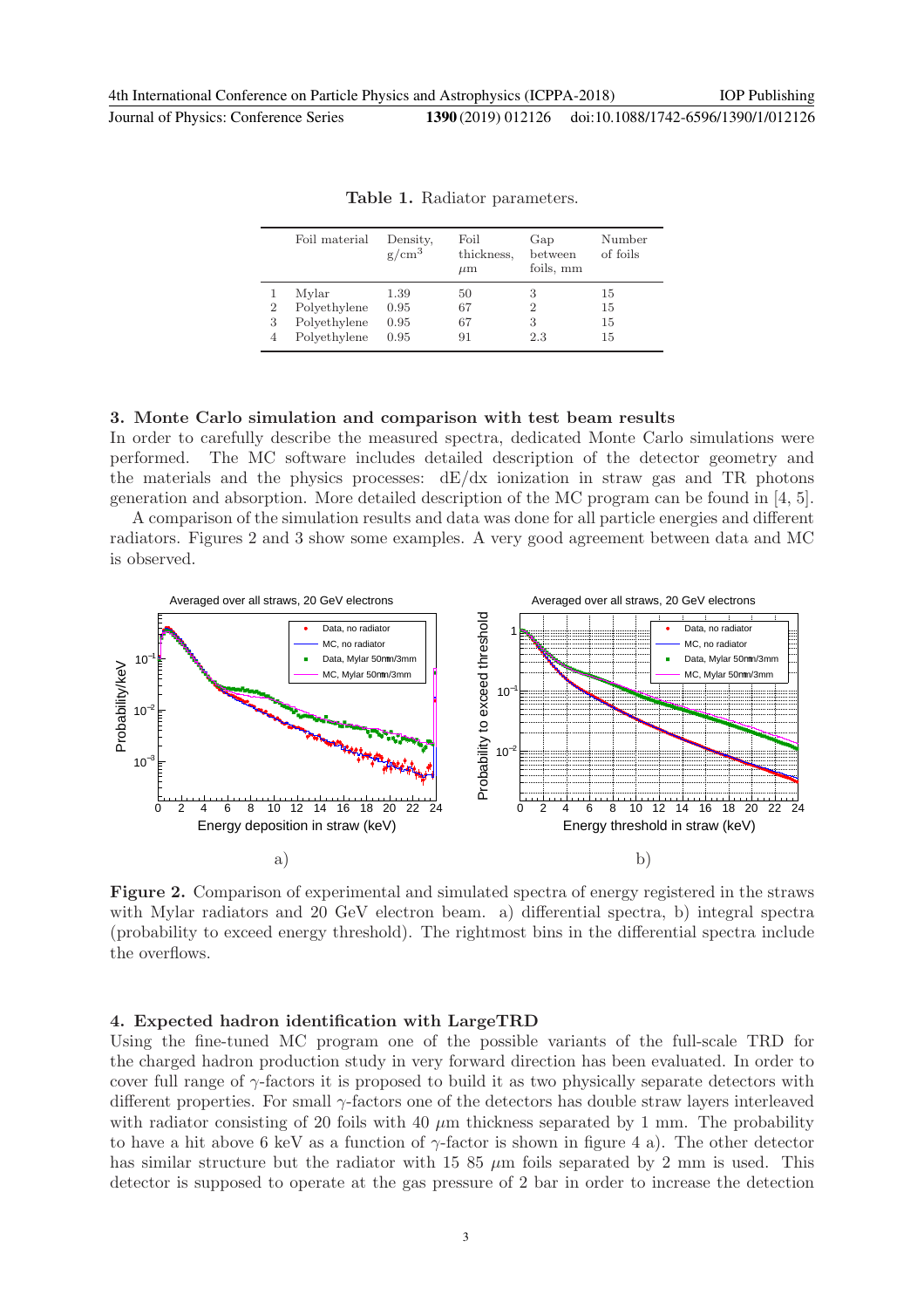**Table 1.** Radiator parameters.

| | Foil material | Density, g/cm$^3$ | Foil thickness, $\mu$m | Gap between foils, mm | Number of foils |
|---|---|---|---|---|---|
| 1 | Mylar | 1.39 | 50 | 3 | 15 |
| 2 | Polyethylene | 0.95 | 67 | 2 | 15 |
| 3 | Polyethylene | 0.95 | 67 | 3 | 15 |
| 4 | Polyethylene | 0.95 | 91 | 2.3 | 15 |

## 3. Monte Carlo simulation and comparison with test beam results

In order to carefully describe the measured spectra, dedicated Monte Carlo simulations were performed. The MC software includes detailed description of the detector geometry and the materials and the physics processes: dE/dx ionization in straw gas and TR photons generation and absorption. More detailed description of the MC program can be found in [4, 5].

A comparison of the simulation results and data was done for all particle energies and different radiators. Figures 2 and 3 show some examples. A very good agreement between data and MC is observed.

**Figure 2.** Comparison of experimental and simulated spectra of energy registered in the straws with Mylar radiators and 20 GeV electron beam. a) differential spectra, b) integral spectra (probability to exceed energy threshold). The rightmost bins in the differential spectra include the overflows.

## 4. Expected hadron identification with LargeTRD

Using the fine-tuned MC program one of the possible variants of the full-scale TRD for the charged hadron production study in very forward direction has been evaluated. In order to cover full range of $\gamma$-factors it is proposed to build it as two physically separate detectors with different properties. For small $\gamma$-factors one of the detectors has double straw layers interleaved with radiator consisting of 20 foils with 40 $\mu$m thickness separated by 1 mm. The probability to have a hit above 6 keV as a function of $\gamma$-factor is shown in figure 4 a). The other detector has similar structure but the radiator with 15 85 $\mu$m foils separated by 2 mm is used. This detector is supposed to operate at the gas pressure of 2 bar in order to increase the detection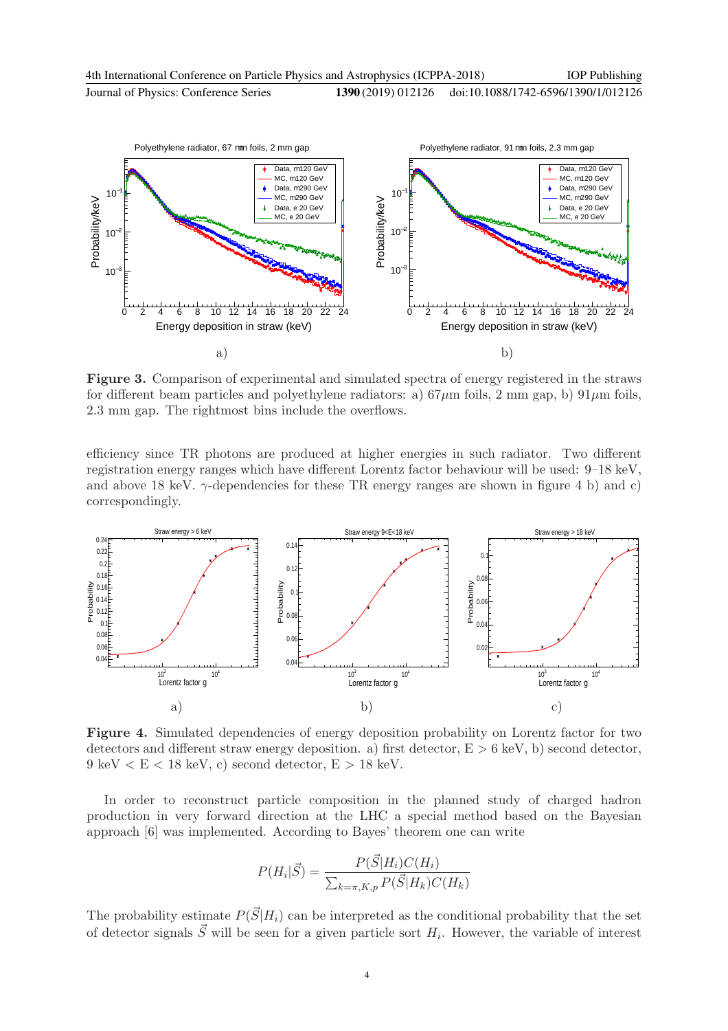**Figure 3.** Comparison of experimental and simulated spectra of energy registered in the straws for different beam particles and polyethylene radiators: a) $67\mu$m foils, 2 mm gap, b) $91\mu$m foils, 2.3 mm gap. The rightmost bins include the overflows.

efficiency since TR photons are produced at higher energies in such radiator. Two different registration energy ranges which have different Lorentz factor behaviour will be used: 9–18 keV, and above 18 keV. $\gamma$-dependencies for these TR energy ranges are shown in figure 4 b) and c) correspondingly.

**Figure 4.** Simulated dependencies of energy deposition probability on Lorentz factor for two detectors and different straw energy deposition. a) first detector, $E > 6$ keV, b) second detector, 9 keV $< E <$ 18 keV, c) second detector, $E >$ 18 keV.

In order to reconstruct particle composition in the planned study of charged hadron production in very forward direction at the LHC a special method based on the Bayesian approach [6] was implemented. According to Bayes' theorem one can write

$$P(H_i|\vec{S}) = \frac{P(\vec{S}|H_i)C(H_i)}{\sum_{k=\pi,K,p} P(\vec{S}|H_k)C(H_k)}$$

The probability estimate $P(\vec{S}|H_i)$ can be interpreted as the conditional probability that the set of detector signals $\vec{S}$ will be seen for a given particle sort $H_i$. However, the variable of interest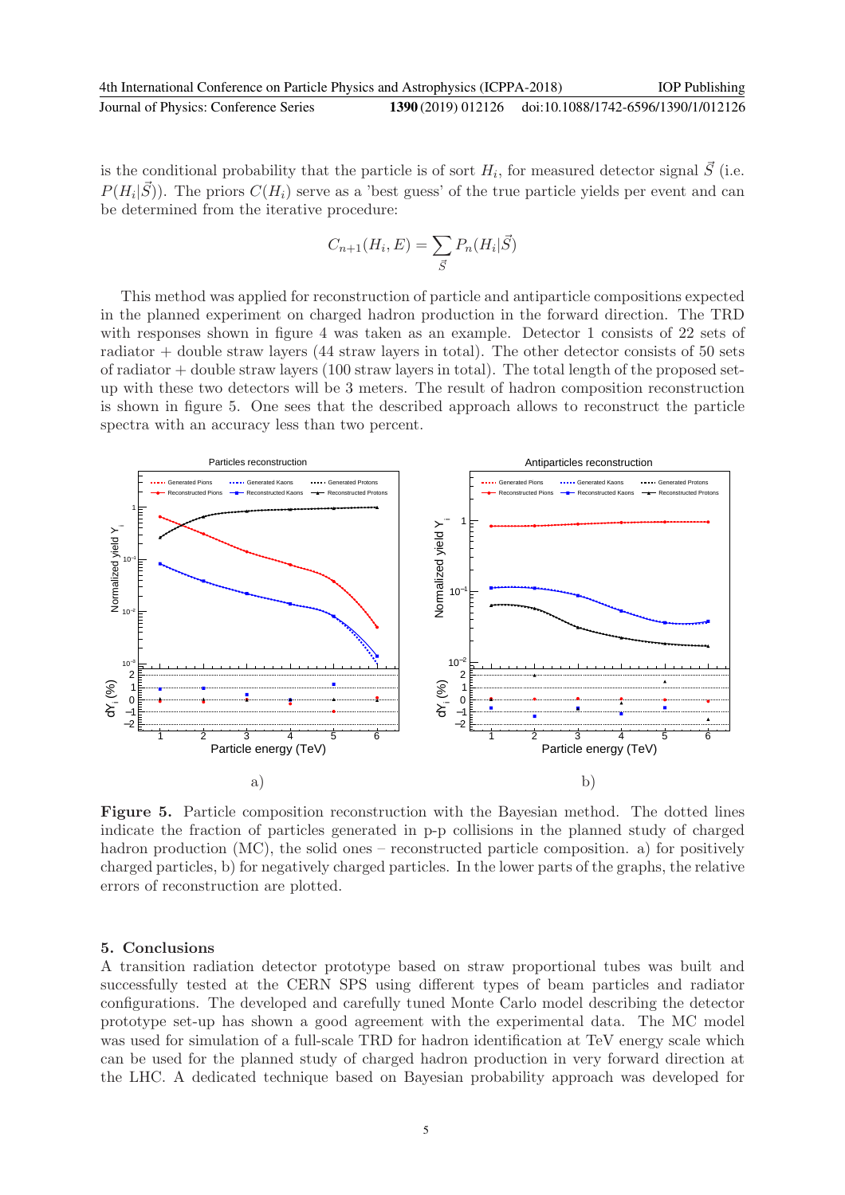is the conditional probability that the particle is of sort $H_i$, for measured detector signal $\vec{S}$ (i.e. $P(H_i|\vec{S})$). The priors $C(H_i)$ serve as a 'best guess' of the true particle yields per event and can be determined from the iterative procedure:

$$C_{n+1}(H_i, E) = \sum_{\vec{S}} P_n(H_i|\vec{S})$$

This method was applied for reconstruction of particle and antiparticle compositions expected in the planned experiment on charged hadron production in the forward direction. The TRD with responses shown in figure 4 was taken as an example. Detector 1 consists of 22 sets of radiator + double straw layers (44 straw layers in total). The other detector consists of 50 sets of radiator + double straw layers (100 straw layers in total). The total length of the proposed set-up with these two detectors will be 3 meters. The result of hadron composition reconstruction is shown in figure 5. One sees that the described approach allows to reconstruct the particle spectra with an accuracy less than two percent.

**Figure 5.** Particle composition reconstruction with the Bayesian method. The dotted lines indicate the fraction of particles generated in p-p collisions in the planned study of charged hadron production (MC), the solid ones – reconstructed particle composition. a) for positively charged particles, b) for negatively charged particles. In the lower parts of the graphs, the relative errors of reconstruction are plotted.

## 5. Conclusions

A transition radiation detector prototype based on straw proportional tubes was built and successfully tested at the CERN SPS using different types of beam particles and radiator configurations. The developed and carefully tuned Monte Carlo model describing the detector prototype set-up has shown a good agreement with the experimental data. The MC model was used for simulation of a full-scale TRD for hadron identification at TeV energy scale which can be used for the planned study of charged hadron production in very forward direction at the LHC. A dedicated technique based on Bayesian probability approach was developed for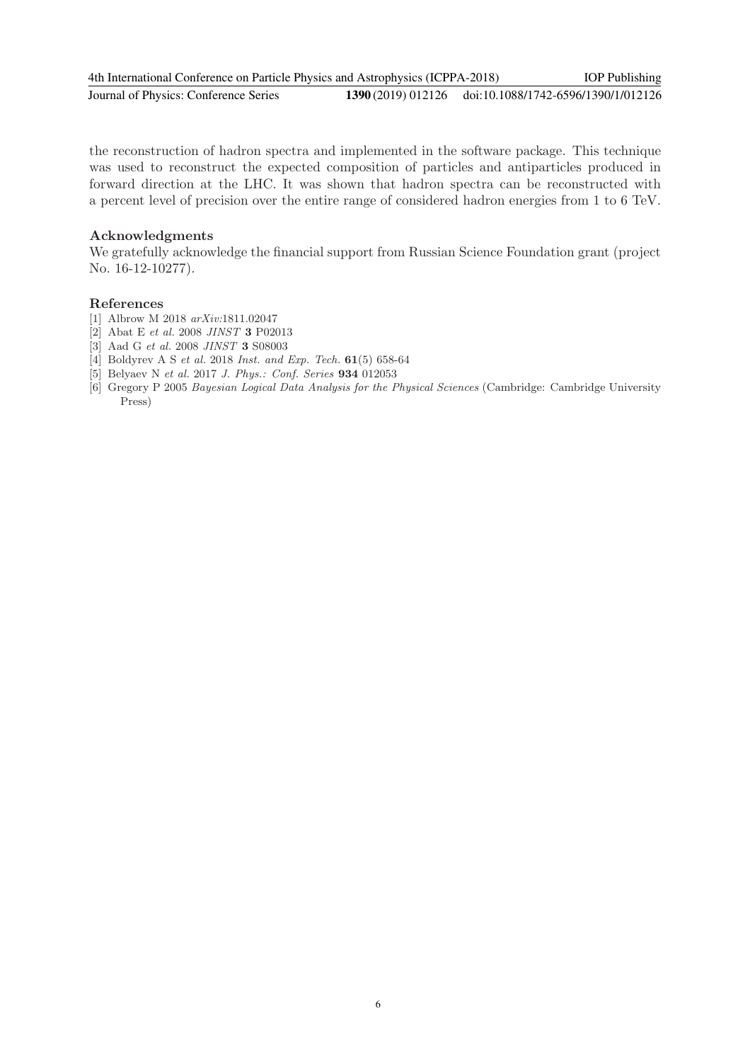the reconstruction of hadron spectra and implemented in the software package. This technique was used to reconstruct the expected composition of particles and antiparticles produced in forward direction at the LHC. It was shown that hadron spectra can be reconstructed with a percent level of precision over the entire range of considered hadron energies from 1 to 6 TeV.

### Acknowledgments

We gratefully acknowledge the financial support from Russian Science Foundation grant (project No. 16-12-10277).

### References

[1] Albrow M 2018 *arXiv:*1811.02047
[2] Abat E *et al.* 2008 *JINST* **3** P02013
[3] Aad G *et al.* 2008 *JINST* **3** S08003
[4] Boldyrev A S *et al.* 2018 *Inst. and Exp. Tech.* **61**(5) 658-64
[5] Belyaev N *et al.* 2017 *J. Phys.: Conf. Series* **934** 012053
[6] Gregory P 2005 *Bayesian Logical Data Analysis for the Physical Sciences* (Cambridge: Cambridge University Press)